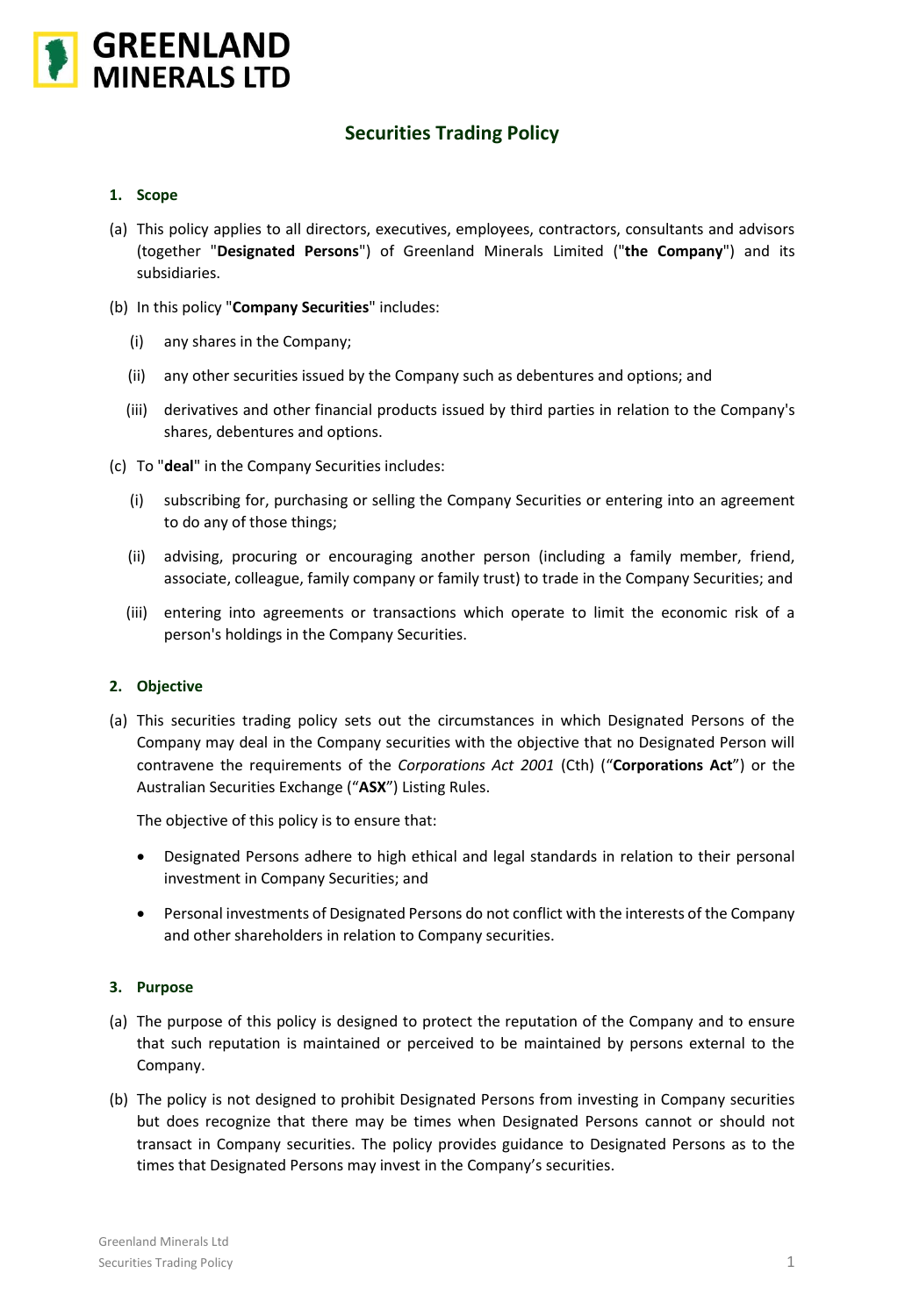# Securities Trading Policy

## 1. Scope

(a) This policy applies to all directors, executives, employees, contractors, consultants and advisors (together "**Designated Persons**") of Greenland Minerals Limited ("**the Company**") and its subsidiaries.

(b) In this policy "**Company Securities**" includes:

(i) any shares in the Company;

(ii) any other securities issued by the Company such as debentures and options; and

(iii) derivatives and other financial products issued by third parties in relation to the Company's shares, debentures and options.

(c) To "**deal**" in the Company Securities includes:

(i) subscribing for, purchasing or selling the Company Securities or entering into an agreement to do any of those things;

(ii) advising, procuring or encouraging another person (including a family member, friend, associate, colleague, family company or family trust) to trade in the Company Securities; and

(iii) entering into agreements or transactions which operate to limit the economic risk of a person's holdings in the Company Securities.

## 2. Objective

(a) This securities trading policy sets out the circumstances in which Designated Persons of the Company may deal in the Company securities with the objective that no Designated Person will contravene the requirements of the *Corporations Act 2001* (Cth) ("**Corporations Act**") or the Australian Securities Exchange ("**ASX**") Listing Rules.

The objective of this policy is to ensure that:

- Designated Persons adhere to high ethical and legal standards in relation to their personal investment in Company Securities; and
- Personal investments of Designated Persons do not conflict with the interests of the Company and other shareholders in relation to Company securities.

## 3. Purpose

(a) The purpose of this policy is designed to protect the reputation of the Company and to ensure that such reputation is maintained or perceived to be maintained by persons external to the Company.

(b) The policy is not designed to prohibit Designated Persons from investing in Company securities but does recognize that there may be times when Designated Persons cannot or should not transact in Company securities. The policy provides guidance to Designated Persons as to the times that Designated Persons may invest in the Company's securities.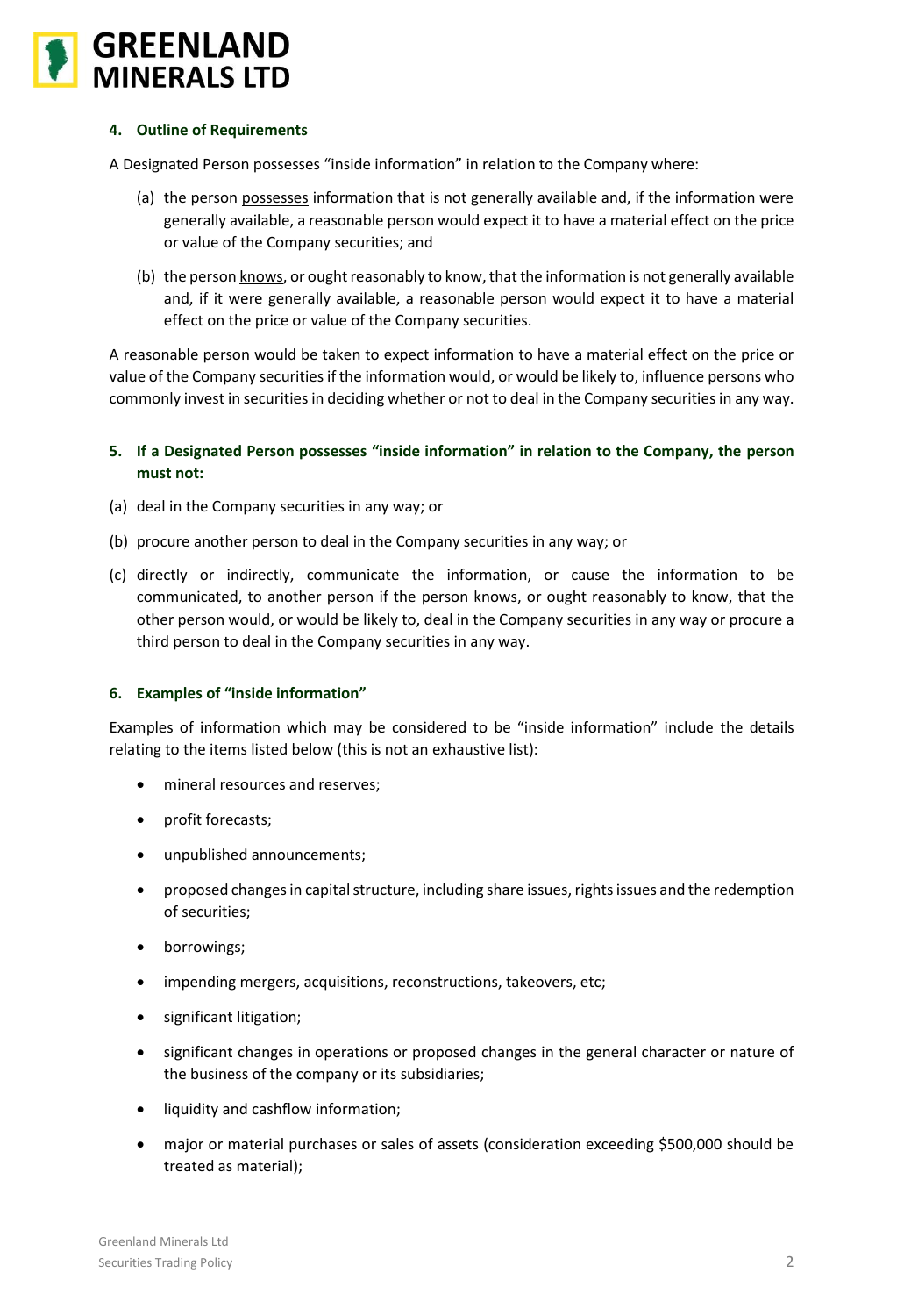## 4. Outline of Requirements

A Designated Person possesses "inside information" in relation to the Company where:

(a) the person <u>possesses</u> information that is not generally available and, if the information were generally available, a reasonable person would expect it to have a material effect on the price or value of the Company securities; and

(b) the person <u>knows</u>, or ought reasonably to know, that the information is not generally available and, if it were generally available, a reasonable person would expect it to have a material effect on the price or value of the Company securities.

A reasonable person would be taken to expect information to have a material effect on the price or value of the Company securities if the information would, or would be likely to, influence persons who commonly invest in securities in deciding whether or not to deal in the Company securities in any way.

## 5. If a Designated Person possesses "inside information" in relation to the Company, the person must not:

(a) deal in the Company securities in any way; or

(b) procure another person to deal in the Company securities in any way; or

(c) directly or indirectly, communicate the information, or cause the information to be communicated, to another person if the person knows, or ought reasonably to know, that the other person would, or would be likely to, deal in the Company securities in any way or procure a third person to deal in the Company securities in any way.

## 6. Examples of "inside information"

Examples of information which may be considered to be "inside information" include the details relating to the items listed below (this is not an exhaustive list):

- mineral resources and reserves;
- profit forecasts;
- unpublished announcements;
- proposed changes in capital structure, including share issues, rights issues and the redemption of securities;
- borrowings;
- impending mergers, acquisitions, reconstructions, takeovers, etc;
- significant litigation;
- significant changes in operations or proposed changes in the general character or nature of the business of the company or its subsidiaries;
- liquidity and cashflow information;
- major or material purchases or sales of assets (consideration exceeding $500,000 should be treated as material);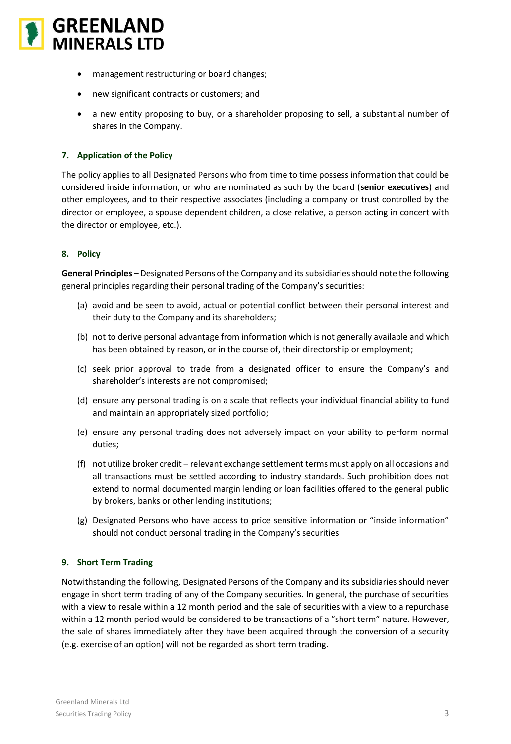- management restructuring or board changes;
- new significant contracts or customers; and
- a new entity proposing to buy, or a shareholder proposing to sell, a substantial number of shares in the Company.

## 7. Application of the Policy

The policy applies to all Designated Persons who from time to time possess information that could be considered inside information, or who are nominated as such by the board (**senior executives**) and other employees, and to their respective associates (including a company or trust controlled by the director or employee, a spouse dependent children, a close relative, a person acting in concert with the director or employee, etc.).

## 8. Policy

**General Principles** – Designated Persons of the Company and its subsidiaries should note the following general principles regarding their personal trading of the Company's securities:

(a) avoid and be seen to avoid, actual or potential conflict between their personal interest and their duty to the Company and its shareholders;

(b) not to derive personal advantage from information which is not generally available and which has been obtained by reason, or in the course of, their directorship or employment;

(c) seek prior approval to trade from a designated officer to ensure the Company's and shareholder's interests are not compromised;

(d) ensure any personal trading is on a scale that reflects your individual financial ability to fund and maintain an appropriately sized portfolio;

(e) ensure any personal trading does not adversely impact on your ability to perform normal duties;

(f) not utilize broker credit – relevant exchange settlement terms must apply on all occasions and all transactions must be settled according to industry standards. Such prohibition does not extend to normal documented margin lending or loan facilities offered to the general public by brokers, banks or other lending institutions;

(g) Designated Persons who have access to price sensitive information or "inside information" should not conduct personal trading in the Company's securities

## 9. Short Term Trading

Notwithstanding the following, Designated Persons of the Company and its subsidiaries should never engage in short term trading of any of the Company securities. In general, the purchase of securities with a view to resale within a 12 month period and the sale of securities with a view to a repurchase within a 12 month period would be considered to be transactions of a "short term" nature. However, the sale of shares immediately after they have been acquired through the conversion of a security (e.g. exercise of an option) will not be regarded as short term trading.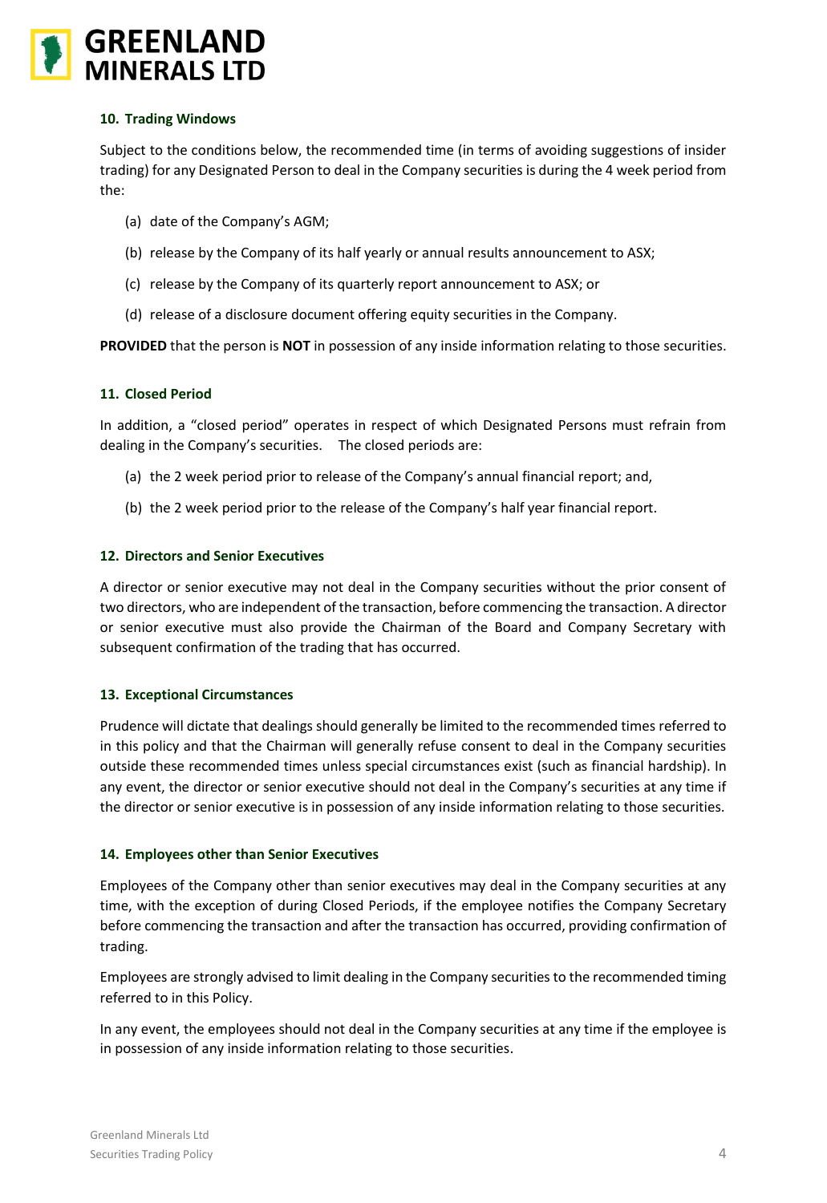### 10. Trading Windows

Subject to the conditions below, the recommended time (in terms of avoiding suggestions of insider trading) for any Designated Person to deal in the Company securities is during the 4 week period from the:

(a) date of the Company's AGM;

(b) release by the Company of its half yearly or annual results announcement to ASX;

(c) release by the Company of its quarterly report announcement to ASX; or

(d) release of a disclosure document offering equity securities in the Company.

**PROVIDED** that the person is **NOT** in possession of any inside information relating to those securities.

### 11. Closed Period

In addition, a "closed period" operates in respect of which Designated Persons must refrain from dealing in the Company's securities. The closed periods are:

(a) the 2 week period prior to release of the Company's annual financial report; and,

(b) the 2 week period prior to the release of the Company's half year financial report.

### 12. Directors and Senior Executives

A director or senior executive may not deal in the Company securities without the prior consent of two directors, who are independent of the transaction, before commencing the transaction. A director or senior executive must also provide the Chairman of the Board and Company Secretary with subsequent confirmation of the trading that has occurred.

### 13. Exceptional Circumstances

Prudence will dictate that dealings should generally be limited to the recommended times referred to in this policy and that the Chairman will generally refuse consent to deal in the Company securities outside these recommended times unless special circumstances exist (such as financial hardship). In any event, the director or senior executive should not deal in the Company's securities at any time if the director or senior executive is in possession of any inside information relating to those securities.

### 14. Employees other than Senior Executives

Employees of the Company other than senior executives may deal in the Company securities at any time, with the exception of during Closed Periods, if the employee notifies the Company Secretary before commencing the transaction and after the transaction has occurred, providing confirmation of trading.

Employees are strongly advised to limit dealing in the Company securities to the recommended timing referred to in this Policy.

In any event, the employees should not deal in the Company securities at any time if the employee is in possession of any inside information relating to those securities.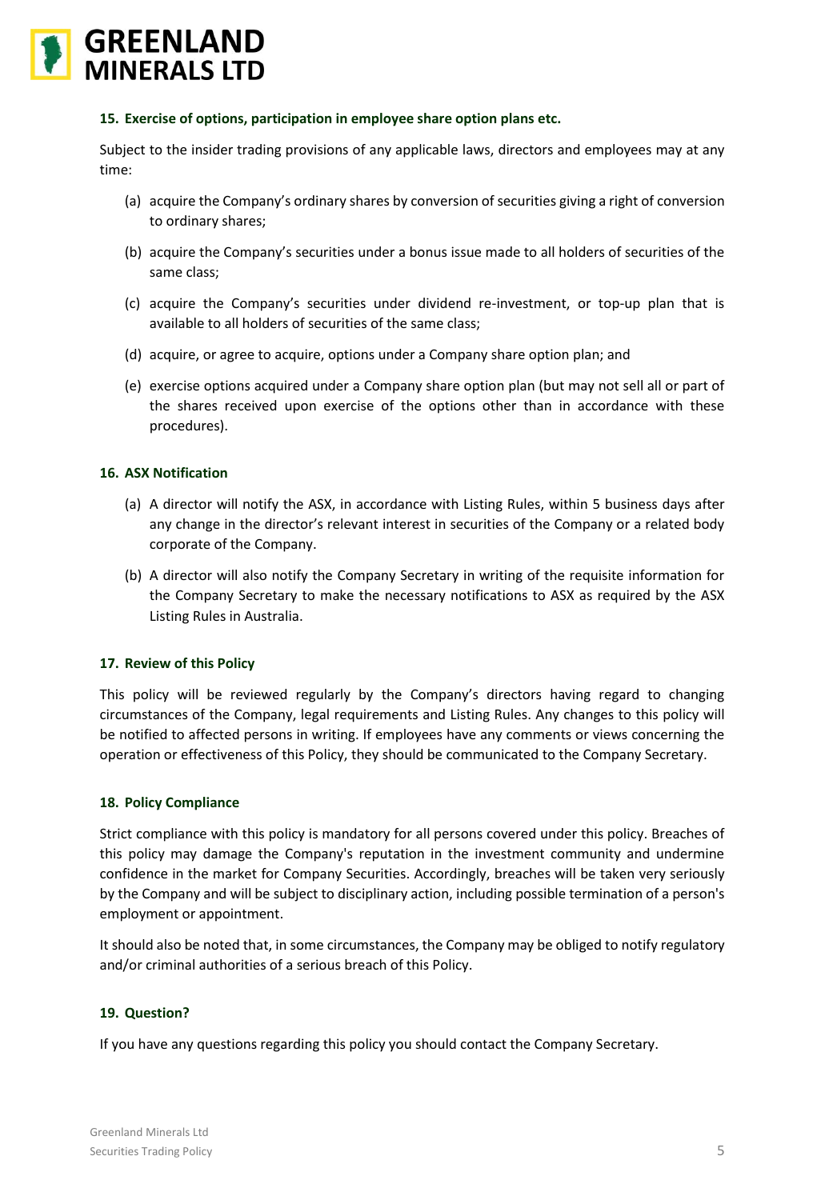## 15. Exercise of options, participation in employee share option plans etc.

Subject to the insider trading provisions of any applicable laws, directors and employees may at any time:

(a) acquire the Company's ordinary shares by conversion of securities giving a right of conversion to ordinary shares;

(b) acquire the Company's securities under a bonus issue made to all holders of securities of the same class;

(c) acquire the Company's securities under dividend re-investment, or top-up plan that is available to all holders of securities of the same class;

(d) acquire, or agree to acquire, options under a Company share option plan; and

(e) exercise options acquired under a Company share option plan (but may not sell all or part of the shares received upon exercise of the options other than in accordance with these procedures).

## 16. ASX Notification

(a) A director will notify the ASX, in accordance with Listing Rules, within 5 business days after any change in the director's relevant interest in securities of the Company or a related body corporate of the Company.

(b) A director will also notify the Company Secretary in writing of the requisite information for the Company Secretary to make the necessary notifications to ASX as required by the ASX Listing Rules in Australia.

## 17. Review of this Policy

This policy will be reviewed regularly by the Company's directors having regard to changing circumstances of the Company, legal requirements and Listing Rules. Any changes to this policy will be notified to affected persons in writing. If employees have any comments or views concerning the operation or effectiveness of this Policy, they should be communicated to the Company Secretary.

## 18. Policy Compliance

Strict compliance with this policy is mandatory for all persons covered under this policy. Breaches of this policy may damage the Company's reputation in the investment community and undermine confidence in the market for Company Securities. Accordingly, breaches will be taken very seriously by the Company and will be subject to disciplinary action, including possible termination of a person's employment or appointment.

It should also be noted that, in some circumstances, the Company may be obliged to notify regulatory and/or criminal authorities of a serious breach of this Policy.

## 19. Question?

If you have any questions regarding this policy you should contact the Company Secretary.